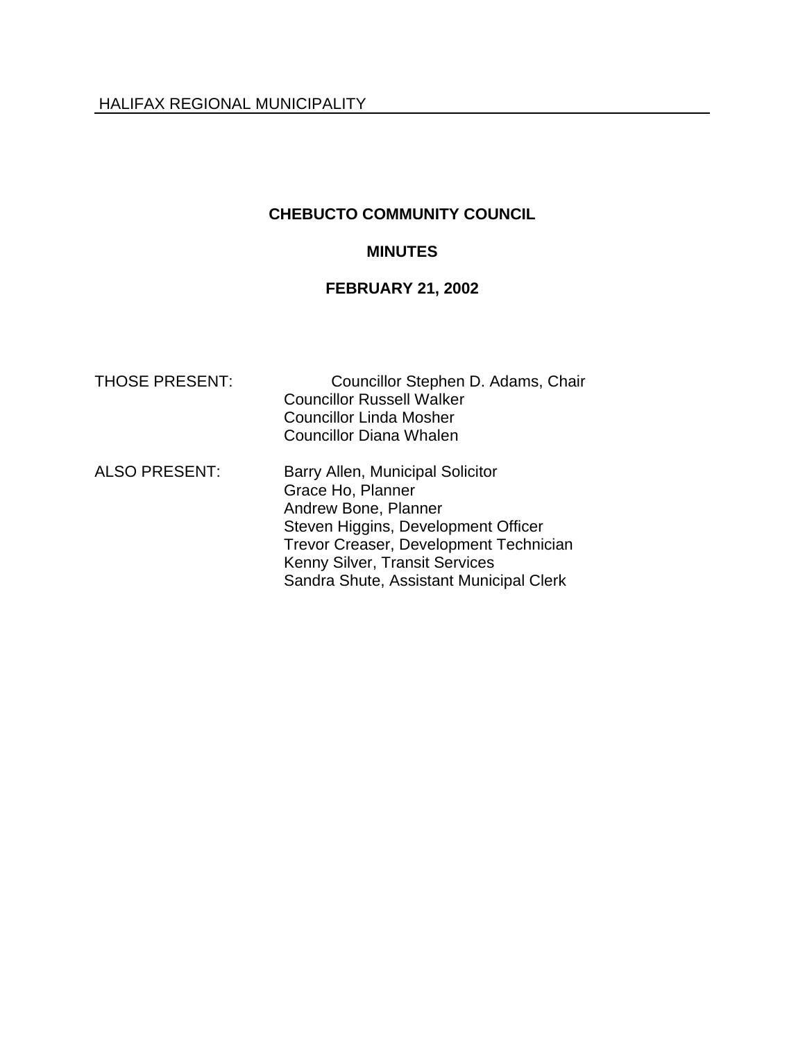HALIFAX REGIONAL MUNICIPALITY

# CHEBUCTO COMMUNITY COUNCIL

## MINUTES

## FEBRUARY 21, 2002

THOSE PRESENT:
Councillor Stephen D. Adams, Chair
Councillor Russell Walker
Councillor Linda Mosher
Councillor Diana Whalen

ALSO PRESENT:
Barry Allen, Municipal Solicitor
Grace Ho, Planner
Andrew Bone, Planner
Steven Higgins, Development Officer
Trevor Creaser, Development Technician
Kenny Silver, Transit Services
Sandra Shute, Assistant Municipal Clerk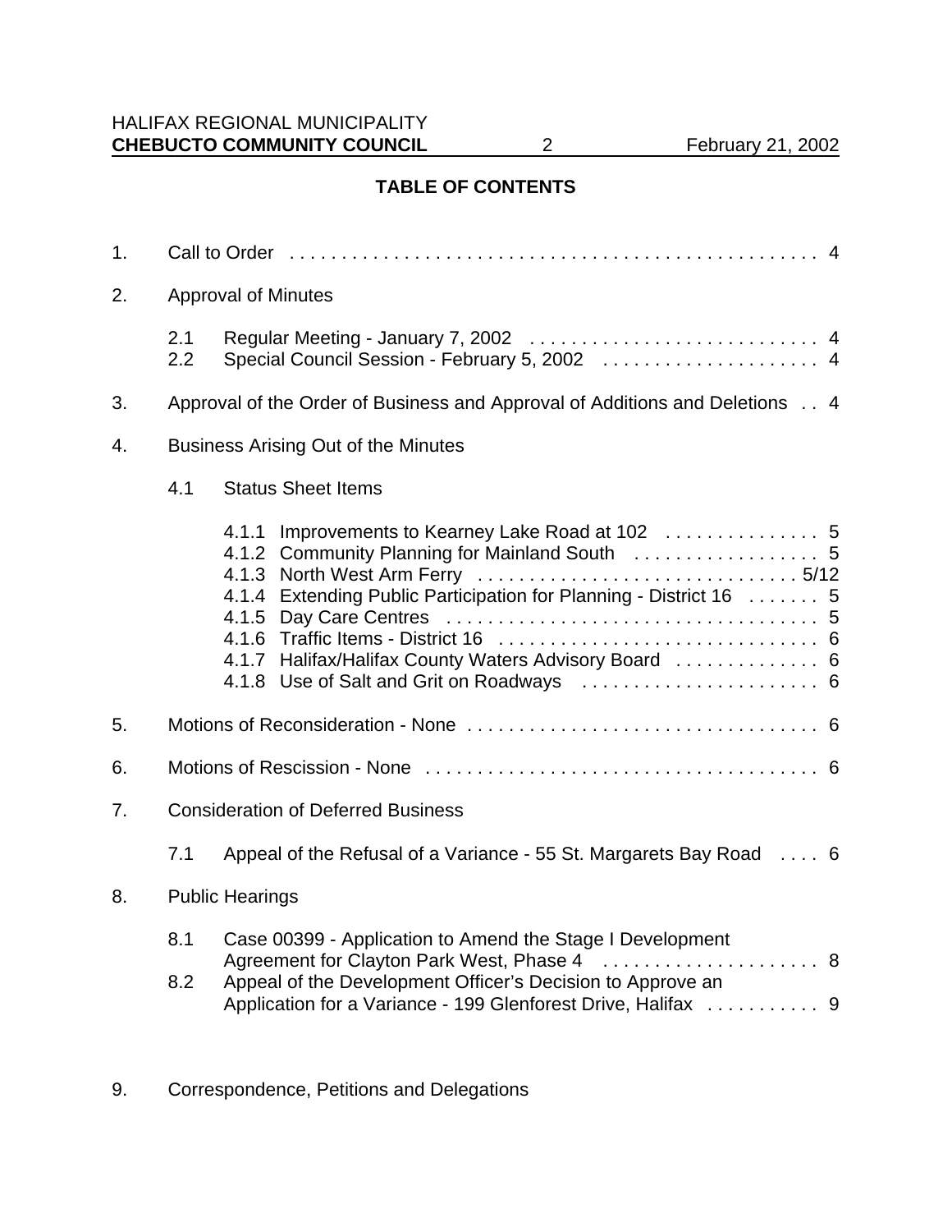## TABLE OF CONTENTS

1. Call to Order . . . . . . . . . . . . . . . . . . . . . . . . . . . . . . . . . . . . . . . . . . . . . . . . . . . . 4

2. Approval of Minutes

   2.1 Regular Meeting - January 7, 2002 . . . . . . . . . . . . . . . . . . . . . . . . . . . . 4
   2.2 Special Council Session - February 5, 2002 . . . . . . . . . . . . . . . . . . . . . 4

3. Approval of the Order of Business and Approval of Additions and Deletions . . 4

4. Business Arising Out of the Minutes

   4.1 Status Sheet Items

      4.1.1 Improvements to Kearney Lake Road at 102 . . . . . . . . . . . . . . . 5
      4.1.2 Community Planning for Mainland South . . . . . . . . . . . . . . . . . . 5
      4.1.3 North West Arm Ferry . . . . . . . . . . . . . . . . . . . . . . . . . . . . . . 5/12
      4.1.4 Extending Public Participation for Planning - District 16 . . . . . . . 5
      4.1.5 Day Care Centres . . . . . . . . . . . . . . . . . . . . . . . . . . . . . . . . . . . . 5
      4.1.6 Traffic Items - District 16 . . . . . . . . . . . . . . . . . . . . . . . . . . . . . . 6
      4.1.7 Halifax/Halifax County Waters Advisory Board . . . . . . . . . . . . . . 6
      4.1.8 Use of Salt and Grit on Roadways . . . . . . . . . . . . . . . . . . . . . . . 6

5. Motions of Reconsideration - None . . . . . . . . . . . . . . . . . . . . . . . . . . . . . . . . . . 6

6. Motions of Rescission - None . . . . . . . . . . . . . . . . . . . . . . . . . . . . . . . . . . . . . . 6

7. Consideration of Deferred Business

   7.1 Appeal of the Refusal of a Variance - 55 St. Margarets Bay Road . . . . 6

8. Public Hearings

   8.1 Case 00399 - Application to Amend the Stage I Development Agreement for Clayton Park West, Phase 4 . . . . . . . . . . . . . . . . . . . . . 8
   8.2 Appeal of the Development Officer's Decision to Approve an Application for a Variance - 199 Glenforest Drive, Halifax . . . . . . . . . . . 9

9. Correspondence, Petitions and Delegations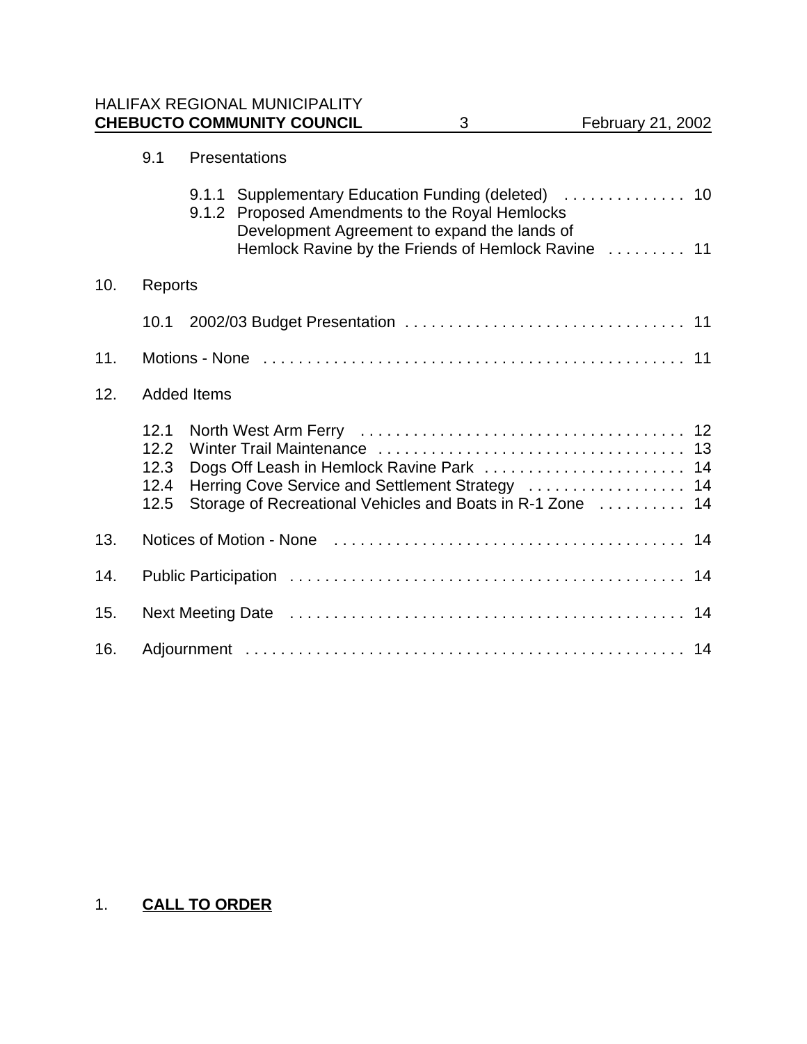9.1 Presentations

9.1.1 Supplementary Education Funding (deleted) . . . . . . . . . . . . . . 10
9.1.2 Proposed Amendments to the Royal Hemlocks Development Agreement to expand the lands of Hemlock Ravine by the Friends of Hemlock Ravine . . . . . . . . . 11

10. Reports

10.1 2002/03 Budget Presentation . . . . . . . . . . . . . . . . . . . . . . . . . . . . . . . . 11

11. Motions - None . . . . . . . . . . . . . . . . . . . . . . . . . . . . . . . . . . . . . . . . . . . . . . . 11

12. Added Items

12.1 North West Arm Ferry . . . . . . . . . . . . . . . . . . . . . . . . . . . . . . . . . . . . . 12
12.2 Winter Trail Maintenance . . . . . . . . . . . . . . . . . . . . . . . . . . . . . . . . . . . 13
12.3 Dogs Off Leash in Hemlock Ravine Park . . . . . . . . . . . . . . . . . . . . . . . 14
12.4 Herring Cove Service and Settlement Strategy . . . . . . . . . . . . . . . . . . 14
12.5 Storage of Recreational Vehicles and Boats in R-1 Zone . . . . . . . . . . 14

13. Notices of Motion - None . . . . . . . . . . . . . . . . . . . . . . . . . . . . . . . . . . . . . . . . 14

14. Public Participation . . . . . . . . . . . . . . . . . . . . . . . . . . . . . . . . . . . . . . . . . . . . . 14

15. Next Meeting Date . . . . . . . . . . . . . . . . . . . . . . . . . . . . . . . . . . . . . . . . . . . . . 14

16. Adjournment . . . . . . . . . . . . . . . . . . . . . . . . . . . . . . . . . . . . . . . . . . . . . . . . . . 14

## 1. **CALL TO ORDER**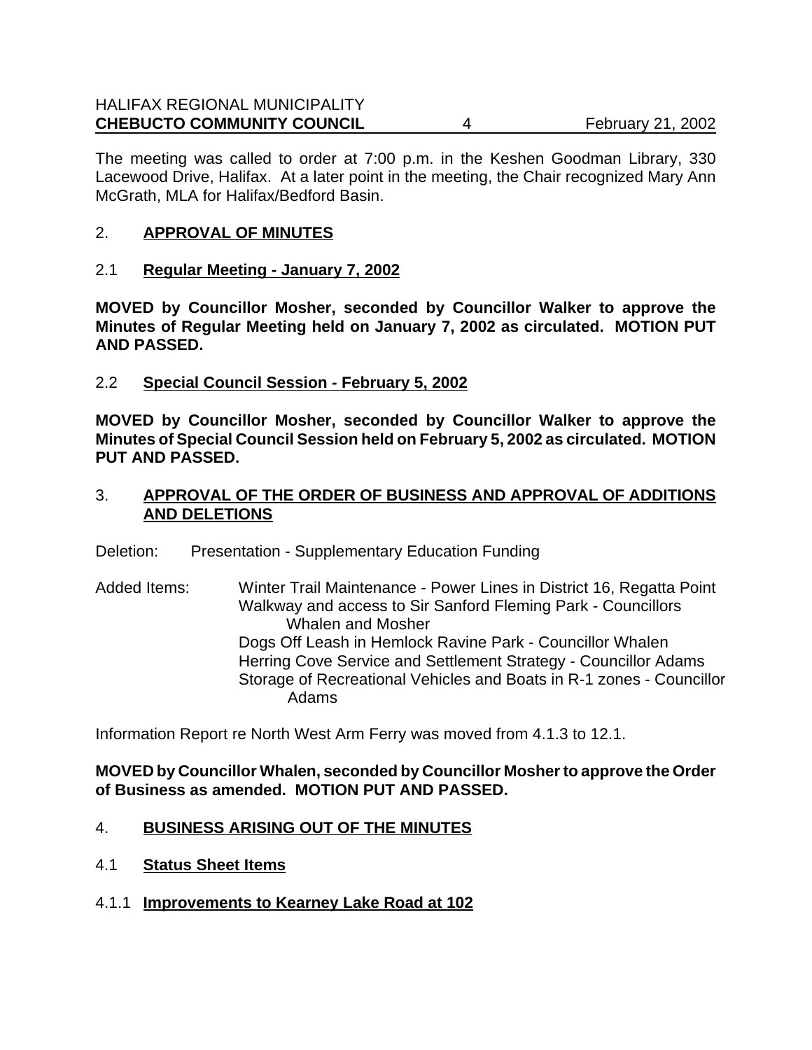The meeting was called to order at 7:00 p.m. in the Keshen Goodman Library, 330 Lacewood Drive, Halifax. At a later point in the meeting, the Chair recognized Mary Ann McGrath, MLA for Halifax/Bedford Basin.

## 2. APPROVAL OF MINUTES

### 2.1 Regular Meeting - January 7, 2002

**MOVED by Councillor Mosher, seconded by Councillor Walker to approve the Minutes of Regular Meeting held on January 7, 2002 as circulated. MOTION PUT AND PASSED.**

### 2.2 Special Council Session - February 5, 2002

**MOVED by Councillor Mosher, seconded by Councillor Walker to approve the Minutes of Special Council Session held on February 5, 2002 as circulated. MOTION PUT AND PASSED.**

## 3. APPROVAL OF THE ORDER OF BUSINESS AND APPROVAL OF ADDITIONS AND DELETIONS

Deletion: Presentation - Supplementary Education Funding

Added Items:
- Winter Trail Maintenance - Power Lines in District 16, Regatta Point
- Walkway and access to Sir Sanford Fleming Park - Councillors Whalen and Mosher
- Dogs Off Leash in Hemlock Ravine Park - Councillor Whalen
- Herring Cove Service and Settlement Strategy - Councillor Adams
- Storage of Recreational Vehicles and Boats in R-1 zones - Councillor Adams

Information Report re North West Arm Ferry was moved from 4.1.3 to 12.1.

**MOVED by Councillor Whalen, seconded by Councillor Mosher to approve the Order of Business as amended. MOTION PUT AND PASSED.**

## 4. BUSINESS ARISING OUT OF THE MINUTES

### 4.1 Status Sheet Items

#### 4.1.1 Improvements to Kearney Lake Road at 102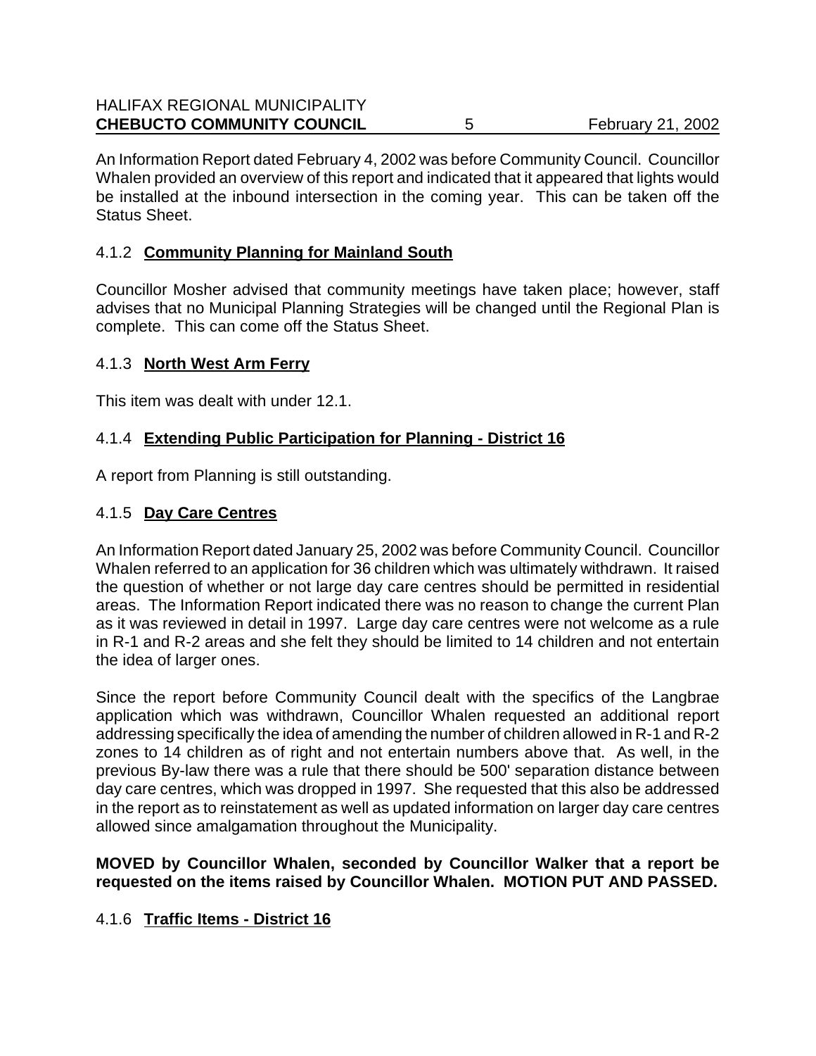An Information Report dated February 4, 2002 was before Community Council. Councillor Whalen provided an overview of this report and indicated that it appeared that lights would be installed at the inbound intersection in the coming year. This can be taken off the Status Sheet.

### 4.1.2 **Community Planning for Mainland South**

Councillor Mosher advised that community meetings have taken place; however, staff advises that no Municipal Planning Strategies will be changed until the Regional Plan is complete. This can come off the Status Sheet.

### 4.1.3 **North West Arm Ferry**

This item was dealt with under 12.1.

### 4.1.4 **Extending Public Participation for Planning - District 16**

A report from Planning is still outstanding.

### 4.1.5 **Day Care Centres**

An Information Report dated January 25, 2002 was before Community Council. Councillor Whalen referred to an application for 36 children which was ultimately withdrawn. It raised the question of whether or not large day care centres should be permitted in residential areas. The Information Report indicated there was no reason to change the current Plan as it was reviewed in detail in 1997. Large day care centres were not welcome as a rule in R-1 and R-2 areas and she felt they should be limited to 14 children and not entertain the idea of larger ones.

Since the report before Community Council dealt with the specifics of the Langbrae application which was withdrawn, Councillor Whalen requested an additional report addressing specifically the idea of amending the number of children allowed in R-1 and R-2 zones to 14 children as of right and not entertain numbers above that. As well, in the previous By-law there was a rule that there should be 500' separation distance between day care centres, which was dropped in 1997. She requested that this also be addressed in the report as to reinstatement as well as updated information on larger day care centres allowed since amalgamation throughout the Municipality.

**MOVED by Councillor Whalen, seconded by Councillor Walker that a report be requested on the items raised by Councillor Whalen. MOTION PUT AND PASSED.**

### 4.1.6 **Traffic Items - District 16**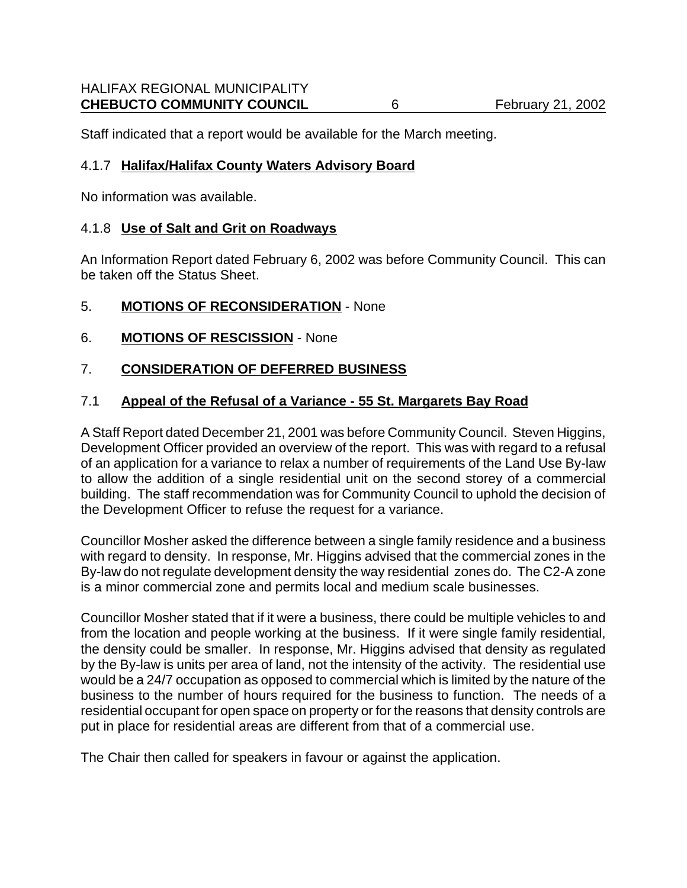Staff indicated that a report would be available for the March meeting.

### 4.1.7 **Halifax/Halifax County Waters Advisory Board**

No information was available.

### 4.1.8 **Use of Salt and Grit on Roadways**

An Information Report dated February 6, 2002 was before Community Council. This can be taken off the Status Sheet.

## 5. **MOTIONS OF RECONSIDERATION** - None

## 6. **MOTIONS OF RESCISSION** - None

## 7. **CONSIDERATION OF DEFERRED BUSINESS**

### 7.1 **Appeal of the Refusal of a Variance - 55 St. Margarets Bay Road**

A Staff Report dated December 21, 2001 was before Community Council. Steven Higgins, Development Officer provided an overview of the report. This was with regard to a refusal of an application for a variance to relax a number of requirements of the Land Use By-law to allow the addition of a single residential unit on the second storey of a commercial building. The staff recommendation was for Community Council to uphold the decision of the Development Officer to refuse the request for a variance.

Councillor Mosher asked the difference between a single family residence and a business with regard to density. In response, Mr. Higgins advised that the commercial zones in the By-law do not regulate development density the way residential zones do. The C2-A zone is a minor commercial zone and permits local and medium scale businesses.

Councillor Mosher stated that if it were a business, there could be multiple vehicles to and from the location and people working at the business. If it were single family residential, the density could be smaller. In response, Mr. Higgins advised that density as regulated by the By-law is units per area of land, not the intensity of the activity. The residential use would be a 24/7 occupation as opposed to commercial which is limited by the nature of the business to the number of hours required for the business to function. The needs of a residential occupant for open space on property or for the reasons that density controls are put in place for residential areas are different from that of a commercial use.

The Chair then called for speakers in favour or against the application.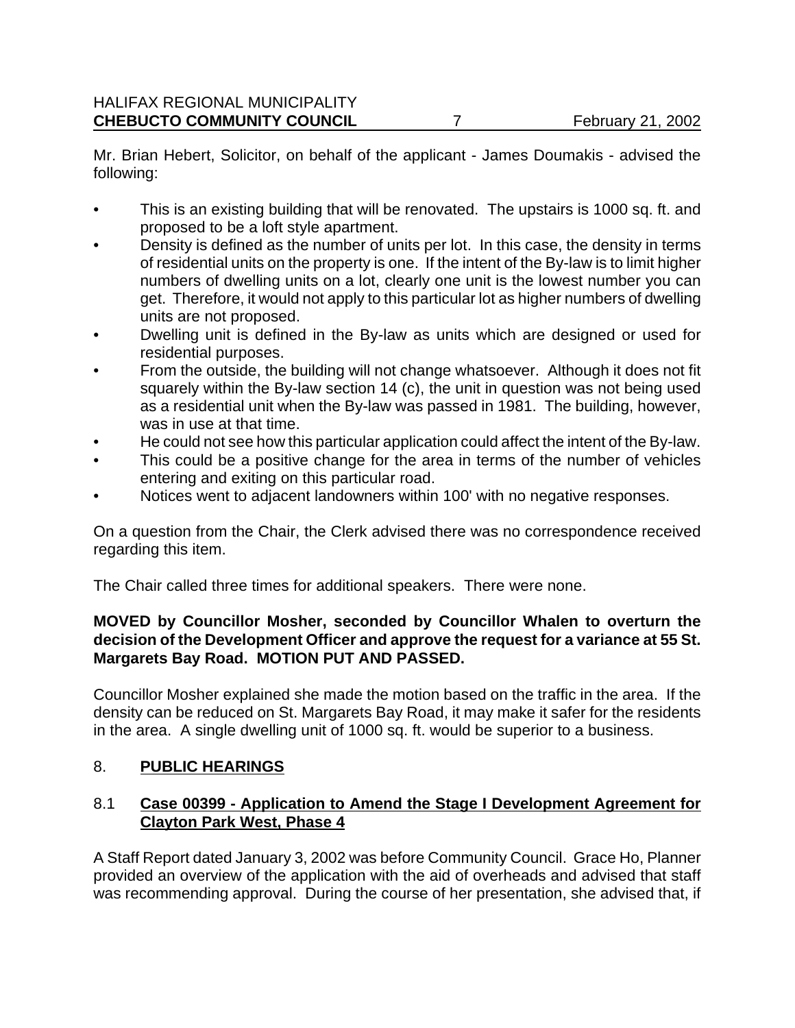Mr. Brian Hebert, Solicitor, on behalf of the applicant - James Doumakis - advised the following:

- This is an existing building that will be renovated. The upstairs is 1000 sq. ft. and proposed to be a loft style apartment.
- Density is defined as the number of units per lot. In this case, the density in terms of residential units on the property is one. If the intent of the By-law is to limit higher numbers of dwelling units on a lot, clearly one unit is the lowest number you can get. Therefore, it would not apply to this particular lot as higher numbers of dwelling units are not proposed.
- Dwelling unit is defined in the By-law as units which are designed or used for residential purposes.
- From the outside, the building will not change whatsoever. Although it does not fit squarely within the By-law section 14 (c), the unit in question was not being used as a residential unit when the By-law was passed in 1981. The building, however, was in use at that time.
- He could not see how this particular application could affect the intent of the By-law.
- This could be a positive change for the area in terms of the number of vehicles entering and exiting on this particular road.
- Notices went to adjacent landowners within 100' with no negative responses.

On a question from the Chair, the Clerk advised there was no correspondence received regarding this item.

The Chair called three times for additional speakers. There were none.

**MOVED by Councillor Mosher, seconded by Councillor Whalen to overturn the decision of the Development Officer and approve the request for a variance at 55 St. Margarets Bay Road. MOTION PUT AND PASSED.**

Councillor Mosher explained she made the motion based on the traffic in the area. If the density can be reduced on St. Margarets Bay Road, it may make it safer for the residents in the area. A single dwelling unit of 1000 sq. ft. would be superior to a business.

## 8. **PUBLIC HEARINGS**

### 8.1 **Case 00399 - Application to Amend the Stage I Development Agreement for Clayton Park West, Phase 4**

A Staff Report dated January 3, 2002 was before Community Council. Grace Ho, Planner provided an overview of the application with the aid of overheads and advised that staff was recommending approval. During the course of her presentation, she advised that, if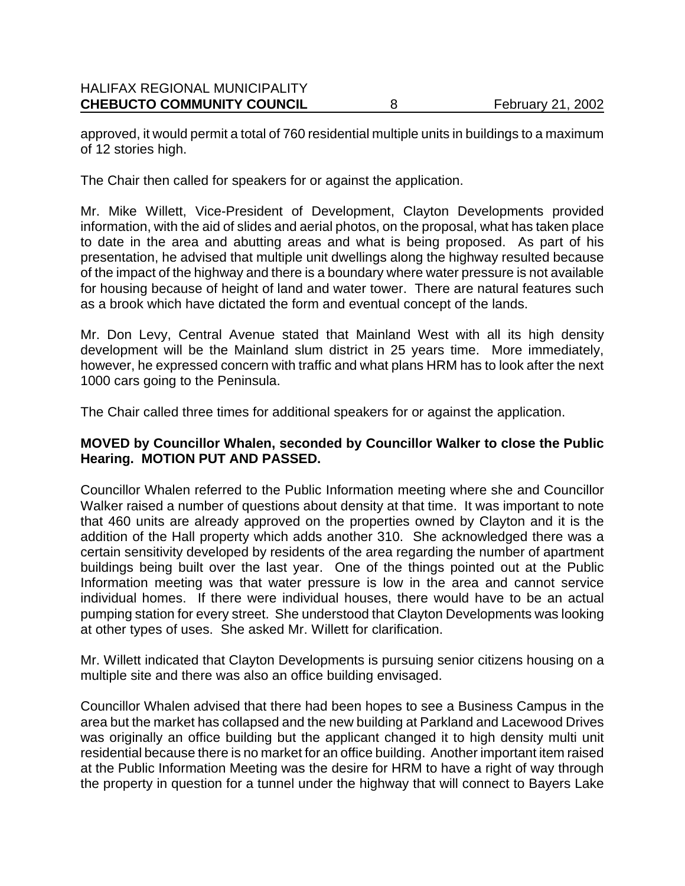approved, it would permit a total of 760 residential multiple units in buildings to a maximum of 12 stories high.

The Chair then called for speakers for or against the application.

Mr. Mike Willett, Vice-President of Development, Clayton Developments provided information, with the aid of slides and aerial photos, on the proposal, what has taken place to date in the area and abutting areas and what is being proposed. As part of his presentation, he advised that multiple unit dwellings along the highway resulted because of the impact of the highway and there is a boundary where water pressure is not available for housing because of height of land and water tower. There are natural features such as a brook which have dictated the form and eventual concept of the lands.

Mr. Don Levy, Central Avenue stated that Mainland West with all its high density development will be the Mainland slum district in 25 years time. More immediately, however, he expressed concern with traffic and what plans HRM has to look after the next 1000 cars going to the Peninsula.

The Chair called three times for additional speakers for or against the application.

**MOVED by Councillor Whalen, seconded by Councillor Walker to close the Public Hearing. MOTION PUT AND PASSED.**

Councillor Whalen referred to the Public Information meeting where she and Councillor Walker raised a number of questions about density at that time. It was important to note that 460 units are already approved on the properties owned by Clayton and it is the addition of the Hall property which adds another 310. She acknowledged there was a certain sensitivity developed by residents of the area regarding the number of apartment buildings being built over the last year. One of the things pointed out at the Public Information meeting was that water pressure is low in the area and cannot service individual homes. If there were individual houses, there would have to be an actual pumping station for every street. She understood that Clayton Developments was looking at other types of uses. She asked Mr. Willett for clarification.

Mr. Willett indicated that Clayton Developments is pursuing senior citizens housing on a multiple site and there was also an office building envisaged.

Councillor Whalen advised that there had been hopes to see a Business Campus in the area but the market has collapsed and the new building at Parkland and Lacewood Drives was originally an office building but the applicant changed it to high density multi unit residential because there is no market for an office building. Another important item raised at the Public Information Meeting was the desire for HRM to have a right of way through the property in question for a tunnel under the highway that will connect to Bayers Lake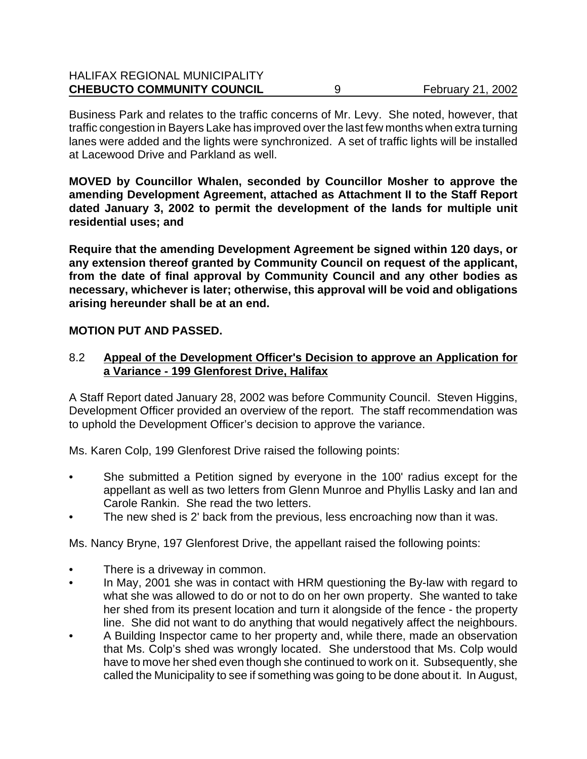Business Park and relates to the traffic concerns of Mr. Levy. She noted, however, that traffic congestion in Bayers Lake has improved over the last few months when extra turning lanes were added and the lights were synchronized. A set of traffic lights will be installed at Lacewood Drive and Parkland as well.

**MOVED by Councillor Whalen, seconded by Councillor Mosher to approve the amending Development Agreement, attached as Attachment II to the Staff Report dated January 3, 2002 to permit the development of the lands for multiple unit residential uses; and**

**Require that the amending Development Agreement be signed within 120 days, or any extension thereof granted by Community Council on request of the applicant, from the date of final approval by Community Council and any other bodies as necessary, whichever is later; otherwise, this approval will be void and obligations arising hereunder shall be at an end.**

**MOTION PUT AND PASSED.**

### 8.2 **Appeal of the Development Officer's Decision to approve an Application for a Variance - 199 Glenforest Drive, Halifax**

A Staff Report dated January 28, 2002 was before Community Council. Steven Higgins, Development Officer provided an overview of the report. The staff recommendation was to uphold the Development Officer's decision to approve the variance.

Ms. Karen Colp, 199 Glenforest Drive raised the following points:

- She submitted a Petition signed by everyone in the 100' radius except for the appellant as well as two letters from Glenn Munroe and Phyllis Lasky and Ian and Carole Rankin. She read the two letters.
- The new shed is 2' back from the previous, less encroaching now than it was.

Ms. Nancy Bryne, 197 Glenforest Drive, the appellant raised the following points:

- There is a driveway in common.
- In May, 2001 she was in contact with HRM questioning the By-law with regard to what she was allowed to do or not to do on her own property. She wanted to take her shed from its present location and turn it alongside of the fence - the property line. She did not want to do anything that would negatively affect the neighbours.
- A Building Inspector came to her property and, while there, made an observation that Ms. Colp's shed was wrongly located. She understood that Ms. Colp would have to move her shed even though she continued to work on it. Subsequently, she called the Municipality to see if something was going to be done about it. In August,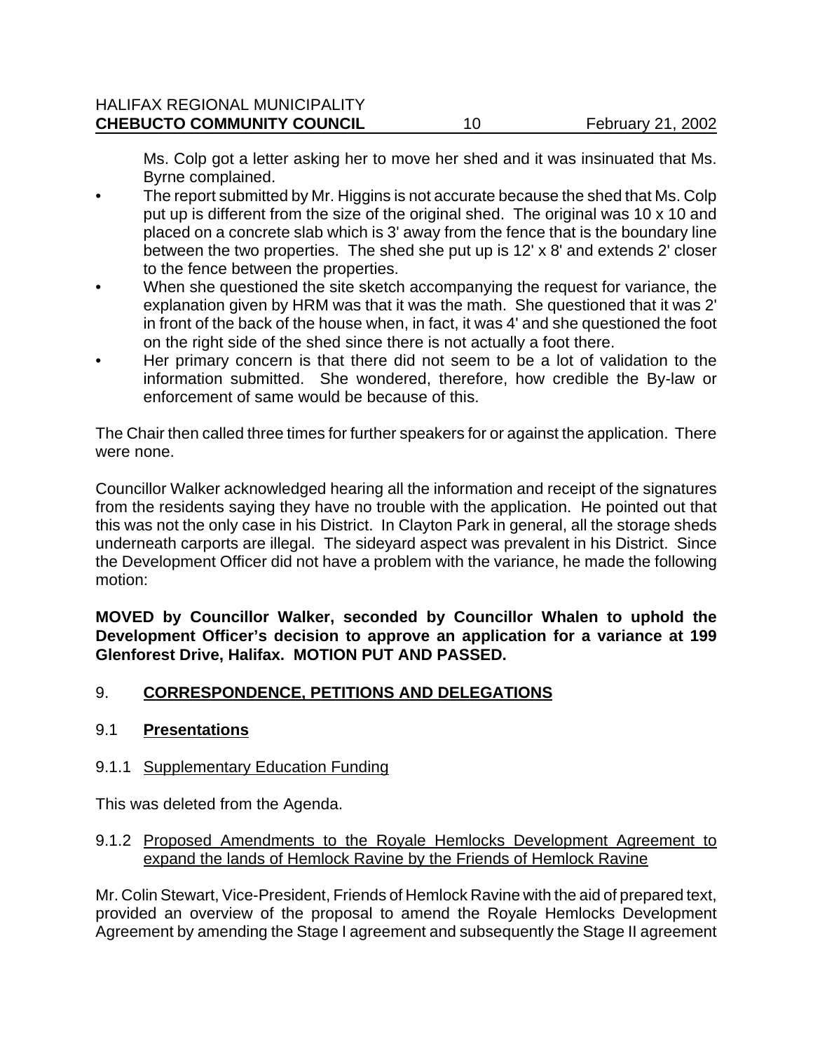Ms. Colp got a letter asking her to move her shed and it was insinuated that Ms. Byrne complained.

- The report submitted by Mr. Higgins is not accurate because the shed that Ms. Colp put up is different from the size of the original shed. The original was 10 x 10 and placed on a concrete slab which is 3' away from the fence that is the boundary line between the two properties. The shed she put up is 12' x 8' and extends 2' closer to the fence between the properties.
- When she questioned the site sketch accompanying the request for variance, the explanation given by HRM was that it was the math. She questioned that it was 2' in front of the back of the house when, in fact, it was 4' and she questioned the foot on the right side of the shed since there is not actually a foot there.
- Her primary concern is that there did not seem to be a lot of validation to the information submitted. She wondered, therefore, how credible the By-law or enforcement of same would be because of this.

The Chair then called three times for further speakers for or against the application. There were none.

Councillor Walker acknowledged hearing all the information and receipt of the signatures from the residents saying they have no trouble with the application. He pointed out that this was not the only case in his District. In Clayton Park in general, all the storage sheds underneath carports are illegal. The sideyard aspect was prevalent in his District. Since the Development Officer did not have a problem with the variance, he made the following motion:

**MOVED by Councillor Walker, seconded by Councillor Whalen to uphold the Development Officer's decision to approve an application for a variance at 199 Glenforest Drive, Halifax. MOTION PUT AND PASSED.**

## 9. CORRESPONDENCE, PETITIONS AND DELEGATIONS

### 9.1 Presentations

#### 9.1.1 Supplementary Education Funding

This was deleted from the Agenda.

#### 9.1.2 Proposed Amendments to the Royale Hemlocks Development Agreement to expand the lands of Hemlock Ravine by the Friends of Hemlock Ravine

Mr. Colin Stewart, Vice-President, Friends of Hemlock Ravine with the aid of prepared text, provided an overview of the proposal to amend the Royale Hemlocks Development Agreement by amending the Stage I agreement and subsequently the Stage II agreement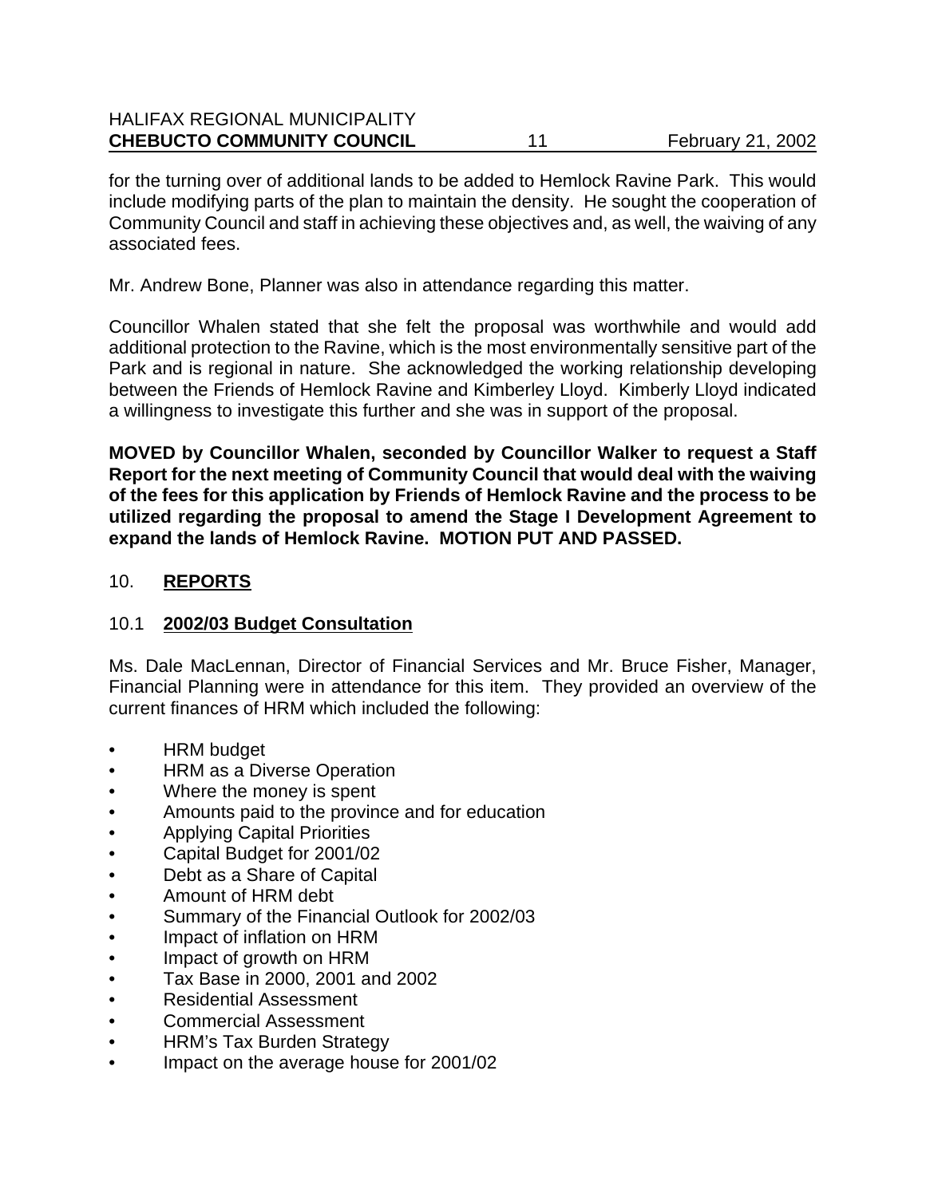for the turning over of additional lands to be added to Hemlock Ravine Park. This would include modifying parts of the plan to maintain the density. He sought the cooperation of Community Council and staff in achieving these objectives and, as well, the waiving of any associated fees.

Mr. Andrew Bone, Planner was also in attendance regarding this matter.

Councillor Whalen stated that she felt the proposal was worthwhile and would add additional protection to the Ravine, which is the most environmentally sensitive part of the Park and is regional in nature. She acknowledged the working relationship developing between the Friends of Hemlock Ravine and Kimberley Lloyd. Kimberly Lloyd indicated a willingness to investigate this further and she was in support of the proposal.

**MOVED by Councillor Whalen, seconded by Councillor Walker to request a Staff Report for the next meeting of Community Council that would deal with the waiving of the fees for this application by Friends of Hemlock Ravine and the process to be utilized regarding the proposal to amend the Stage I Development Agreement to expand the lands of Hemlock Ravine. MOTION PUT AND PASSED.**

## 10. **REPORTS**

### 10.1 **2002/03 Budget Consultation**

Ms. Dale MacLennan, Director of Financial Services and Mr. Bruce Fisher, Manager, Financial Planning were in attendance for this item. They provided an overview of the current finances of HRM which included the following:

- HRM budget
- HRM as a Diverse Operation
- Where the money is spent
- Amounts paid to the province and for education
- Applying Capital Priorities
- Capital Budget for 2001/02
- Debt as a Share of Capital
- Amount of HRM debt
- Summary of the Financial Outlook for 2002/03
- Impact of inflation on HRM
- Impact of growth on HRM
- Tax Base in 2000, 2001 and 2002
- Residential Assessment
- Commercial Assessment
- HRM's Tax Burden Strategy
- Impact on the average house for 2001/02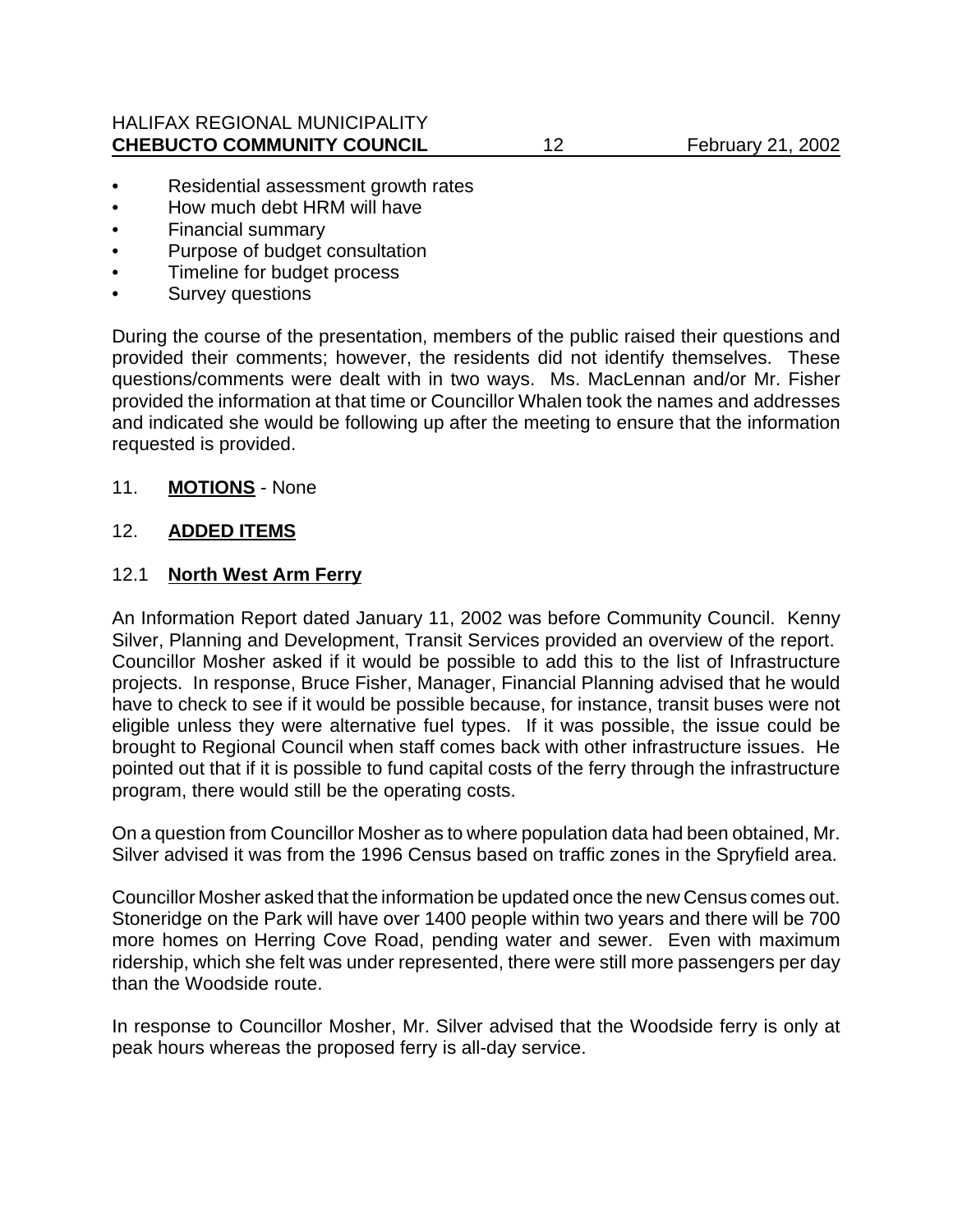- Residential assessment growth rates
- How much debt HRM will have
- Financial summary
- Purpose of budget consultation
- Timeline for budget process
- Survey questions

During the course of the presentation, members of the public raised their questions and provided their comments; however, the residents did not identify themselves. These questions/comments were dealt with in two ways. Ms. MacLennan and/or Mr. Fisher provided the information at that time or Councillor Whalen took the names and addresses and indicated she would be following up after the meeting to ensure that the information requested is provided.

11. **MOTIONS** - None

12. **ADDED ITEMS**

12.1 **North West Arm Ferry**

An Information Report dated January 11, 2002 was before Community Council. Kenny Silver, Planning and Development, Transit Services provided an overview of the report. Councillor Mosher asked if it would be possible to add this to the list of Infrastructure projects. In response, Bruce Fisher, Manager, Financial Planning advised that he would have to check to see if it would be possible because, for instance, transit buses were not eligible unless they were alternative fuel types. If it was possible, the issue could be brought to Regional Council when staff comes back with other infrastructure issues. He pointed out that if it is possible to fund capital costs of the ferry through the infrastructure program, there would still be the operating costs.

On a question from Councillor Mosher as to where population data had been obtained, Mr. Silver advised it was from the 1996 Census based on traffic zones in the Spryfield area.

Councillor Mosher asked that the information be updated once the new Census comes out. Stoneridge on the Park will have over 1400 people within two years and there will be 700 more homes on Herring Cove Road, pending water and sewer. Even with maximum ridership, which she felt was under represented, there were still more passengers per day than the Woodside route.

In response to Councillor Mosher, Mr. Silver advised that the Woodside ferry is only at peak hours whereas the proposed ferry is all-day service.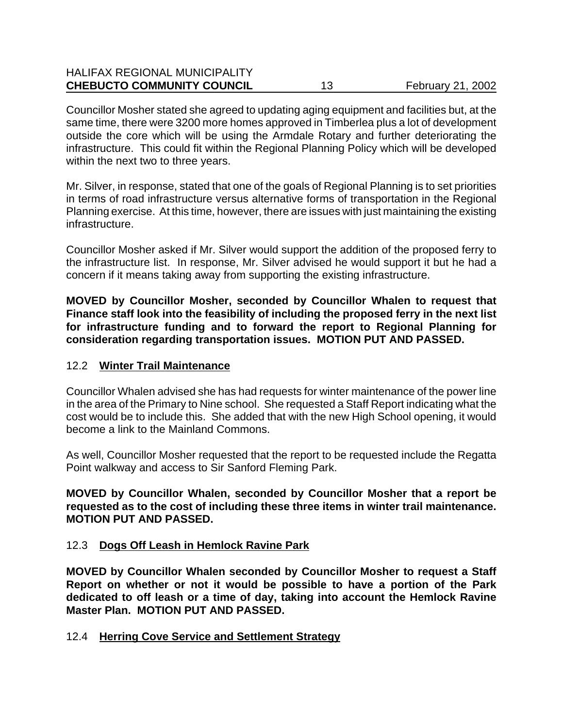Councillor Mosher stated she agreed to updating aging equipment and facilities but, at the same time, there were 3200 more homes approved in Timberlea plus a lot of development outside the core which will be using the Armdale Rotary and further deteriorating the infrastructure. This could fit within the Regional Planning Policy which will be developed within the next two to three years.

Mr. Silver, in response, stated that one of the goals of Regional Planning is to set priorities in terms of road infrastructure versus alternative forms of transportation in the Regional Planning exercise. At this time, however, there are issues with just maintaining the existing infrastructure.

Councillor Mosher asked if Mr. Silver would support the addition of the proposed ferry to the infrastructure list. In response, Mr. Silver advised he would support it but he had a concern if it means taking away from supporting the existing infrastructure.

**MOVED by Councillor Mosher, seconded by Councillor Whalen to request that Finance staff look into the feasibility of including the proposed ferry in the next list for infrastructure funding and to forward the report to Regional Planning for consideration regarding transportation issues. MOTION PUT AND PASSED.**

## 12.2 **Winter Trail Maintenance**

Councillor Whalen advised she has had requests for winter maintenance of the power line in the area of the Primary to Nine school. She requested a Staff Report indicating what the cost would be to include this. She added that with the new High School opening, it would become a link to the Mainland Commons.

As well, Councillor Mosher requested that the report to be requested include the Regatta Point walkway and access to Sir Sanford Fleming Park.

**MOVED by Councillor Whalen, seconded by Councillor Mosher that a report be requested as to the cost of including these three items in winter trail maintenance. MOTION PUT AND PASSED.**

## 12.3 **Dogs Off Leash in Hemlock Ravine Park**

**MOVED by Councillor Whalen seconded by Councillor Mosher to request a Staff Report on whether or not it would be possible to have a portion of the Park dedicated to off leash or a time of day, taking into account the Hemlock Ravine Master Plan. MOTION PUT AND PASSED.**

## 12.4 **Herring Cove Service and Settlement Strategy**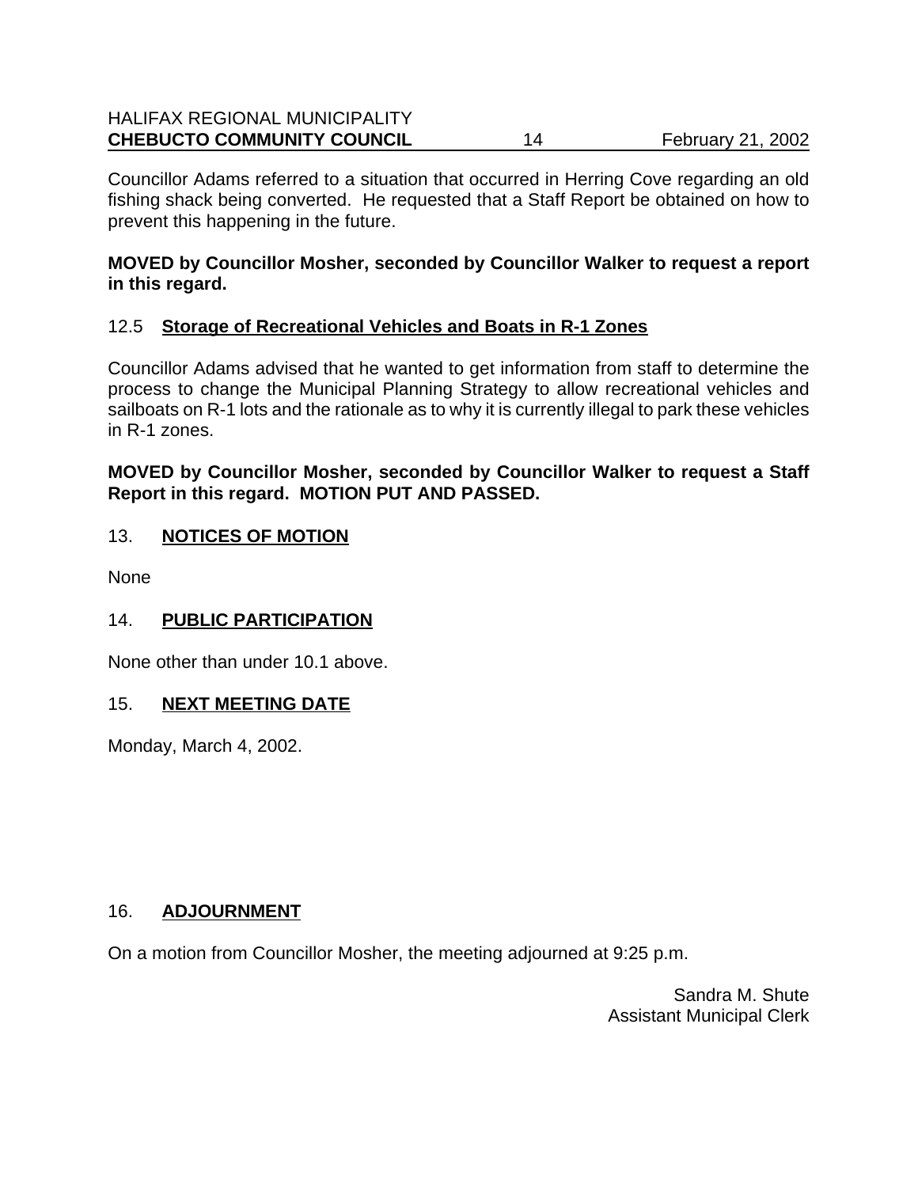Councillor Adams referred to a situation that occurred in Herring Cove regarding an old fishing shack being converted. He requested that a Staff Report be obtained on how to prevent this happening in the future.

**MOVED by Councillor Mosher, seconded by Councillor Walker to request a report in this regard.**

### 12.5 Storage of Recreational Vehicles and Boats in R-1 Zones

Councillor Adams advised that he wanted to get information from staff to determine the process to change the Municipal Planning Strategy to allow recreational vehicles and sailboats on R-1 lots and the rationale as to why it is currently illegal to park these vehicles in R-1 zones.

**MOVED by Councillor Mosher, seconded by Councillor Walker to request a Staff Report in this regard. MOTION PUT AND PASSED.**

## 13. NOTICES OF MOTION

None

## 14. PUBLIC PARTICIPATION

None other than under 10.1 above.

## 15. NEXT MEETING DATE

Monday, March 4, 2002.

## 16. ADJOURNMENT

On a motion from Councillor Mosher, the meeting adjourned at 9:25 p.m.

Sandra M. Shute
Assistant Municipal Clerk